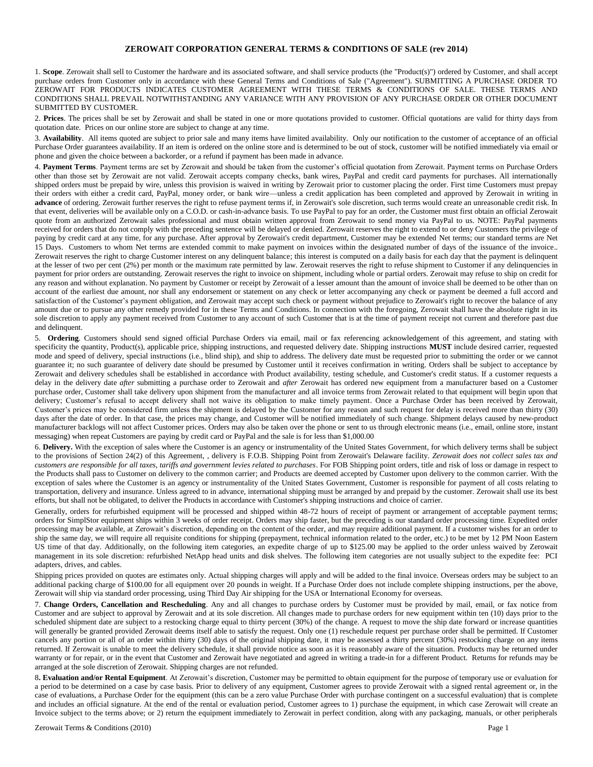# ZEROWAIT CORPORATION GENERAL TERMS & CONDITIONS OF SALE (rev 2014)

1. **Scope**. Zerowait shall sell to Customer the hardware and its associated software, and shall service products (the "Product(s)") ordered by Customer, and shall accept purchase orders from Customer only in accordance with these General Terms and Conditions of Sale ("Agreement"). SUBMITTING A PURCHASE ORDER TO ZEROWAIT FOR PRODUCTS INDICATES CUSTOMER AGREEMENT WITH THESE TERMS & CONDITIONS OF SALE. THESE TERMS AND CONDITIONS SHALL PREVAIL NOTWITHSTANDING ANY VARIANCE WITH ANY PROVISION OF ANY PURCHASE ORDER OR OTHER DOCUMENT SUBMITTED BY CUSTOMER.

2. **Prices**. The prices shall be set by Zerowait and shall be stated in one or more quotations provided to customer. Official quotations are valid for thirty days from quotation date. Prices on our online store are subject to change at any time.

3. **Availability**. All items quoted are subject to prior sale and many items have limited availability. Only our notification to the customer of acceptance of an official Purchase Order guarantees availability. If an item is ordered on the online store and is determined to be out of stock, customer will be notified immediately via email or phone and given the choice between a backorder, or a refund if payment has been made in advance.

4. **Payment Terms**. Payment terms are set by Zerowait and should be taken from the customer's official quotation from Zerowait. Payment terms on Purchase Orders other than those set by Zerowait are not valid. Zerowait accepts company checks, bank wires, PayPal and credit card payments for purchases. All internationally shipped orders must be prepaid by wire, unless this provision is waived in writing by Zerowait prior to customer placing the order. First time Customers must prepay their orders with either a credit card, PayPal, money order, or bank wire—unless a credit application has been completed and approved by Zerowait in writing in **advance** of ordering. Zerowait further reserves the right to refuse payment terms if, in Zerowait's sole discretion, such terms would create an unreasonable credit risk. In that event, deliveries will be available only on a C.O.D. or cash-in-advance basis. To use PayPal to pay for an order, the Customer must first obtain an official Zerowait quote from an authorized Zerowait sales professional and must obtain written approval from Zerowait to send money via PayPal to us. NOTE: PayPal payments received for orders that do not comply with the preceding sentence will be delayed or denied. Zerowait reserves the right to extend to or deny Customers the privilege of paying by credit card at any time, for any purchase. After approval by Zerowait's credit department, Customer may be extended Net terms; our standard terms are Net 15 Days. Customers to whom Net terms are extended commit to make payment on invoices within the designated number of days of the issuance of the invoice.. Zerowait reserves the right to charge Customer interest on any delinquent balance; this interest is computed on a daily basis for each day that the payment is delinquent at the lesser of two per cent (2%) per month or the maximum rate permitted by law. Zerowait reserves the right to refuse shipment to Customer if any delinquencies in payment for prior orders are outstanding. Zerowait reserves the right to invoice on shipment, including whole or partial orders. Zerowait may refuse to ship on credit for any reason and without explanation. No payment by Customer or receipt by Zerowait of a lesser amount than the amount of invoice shall be deemed to be other than on account of the earliest due amount, nor shall any endorsement or statement on any check or letter accompanying any check or payment be deemed a full accord and satisfaction of the Customer's payment obligation, and Zerowait may accept such check or payment without prejudice to Zerowait's right to recover the balance of any amount due or to pursue any other remedy provided for in these Terms and Conditions. In connection with the foregoing, Zerowait shall have the absolute right in its sole discretion to apply any payment received from Customer to any account of such Customer that is at the time of payment receipt not current and therefore past due and delinquent.

5. **Ordering**. Customers should send signed official Purchase Orders via email, mail or fax referencing acknowledgement of this agreement, and stating with specificity the quantity, Product(s), applicable price, shipping instructions, and requested delivery date. Shipping instructions **MUST** include desired carrier, requested mode and speed of delivery, special instructions (i.e., blind ship), and ship to address. The delivery date must be requested prior to submitting the order or we cannot guarantee it; no such guarantee of delivery date should be presumed by Customer until it receives confirmation in writing. Orders shall be subject to acceptance by Zerowait and delivery schedules shall be established in accordance with Product availability, testing schedule, and Customer's credit status. If a customer requests a delay in the delivery date *after* submitting a purchase order to Zerowait and *after* Zerowait has ordered new equipment from a manufacturer based on a Customer purchase order, Customer shall take delivery upon shipment from the manufacturer and all invoice terms from Zerowait related to that equipment will begin upon that delivery; Customer's refusal to accept delivery shall not waive its obligation to make timely payment. Once a Purchase Order has been received by Zerowait, Customer's prices may be considered firm unless the shipment is delayed by the Customer for any reason and such request for delay is received more than thirty (30) days after the date of order. In that case, the prices may change, and Customer will be notified immediately of such change. Shipment delays caused by new-product manufacturer backlogs will not affect Customer prices. Orders may also be taken over the phone or sent to us through electronic means (i.e., email, online store, instant messaging) when repeat Customers are paying by credit card or PayPal and the sale is for less than $1,000.00

6. **Delivery.** With the exception of sales where the Customer is an agency or instrumentality of the United States Government, for which delivery terms shall be subject to the provisions of Section 24(2) of this Agreement, , delivery is F.O.B. Shipping Point from Zerowait's Delaware facility. *Zerowait does not collect sales tax and customers are responsible for all taxes, tariffs and government levies related to purchases*. For FOB Shipping point orders, title and risk of loss or damage in respect to the Products shall pass to Customer on delivery to the common carrier; and Products are deemed accepted by Customer upon delivery to the common carrier. With the exception of sales where the Customer is an agency or instrumentality of the United States Government, Customer is responsible for payment of all costs relating to transportation, delivery and insurance. Unless agreed to in advance, international shipping must be arranged by and prepaid by the customer. Zerowait shall use its best efforts, but shall not be obligated, to deliver the Products in accordance with Customer's shipping instructions and choice of carrier.

Generally, orders for refurbished equipment will be processed and shipped within 48-72 hours of receipt of payment or arrangement of acceptable payment terms; orders for SimplStor equipment ships within 3 weeks of order receipt. Orders may ship faster, but the preceding is our standard order processing time. Expedited order processing may be available, at Zerowait's discretion, depending on the content of the order, and may require additional payment. If a customer wishes for an order to ship the same day, we will require all requisite conditions for shipping (prepayment, technical information related to the order, etc.) to be met by 12 PM Noon Eastern US time of that day. Additionally, on the following item categories, an expedite charge of up to $125.00 may be applied to the order unless waived by Zerowait management in its sole discretion: refurbished NetApp head units and disk shelves. The following item categories are not usually subject to the expedite fee: PCI adapters, drives, and cables.

Shipping prices provided on quotes are estimates only. Actual shipping charges will apply and will be added to the final invoice. Overseas orders may be subject to an additional packing charge of $100.00 for all equipment over 20 pounds in weight. If a Purchase Order does not include complete shipping instructions, per the above, Zerowait will ship via standard order processing, using Third Day Air shipping for the USA or International Economy for overseas.

7. **Change Orders, Cancellation and Rescheduling**. Any and all changes to purchase orders by Customer must be provided by mail, email, or fax notice from Customer and are subject to approval by Zerowait and at its sole discretion. All changes made to purchase orders for new equipment within ten (10) days prior to the scheduled shipment date are subject to a restocking charge equal to thirty percent (30%) of the change. A request to move the ship date forward or increase quantities will generally be granted provided Zerowait deems itself able to satisfy the request. Only one (1) reschedule request per purchase order shall be permitted. If Customer cancels any portion or all of an order within thirty (30) days of the original shipping date, it may be assessed a thirty percent (30%) restocking charge on any items returned. If Zerowait is unable to meet the delivery schedule, it shall provide notice as soon as it is reasonably aware of the situation. Products may be returned under warranty or for repair, or in the event that Customer and Zerowait have negotiated and agreed in writing a trade-in for a different Product. Returns for refunds may be arranged at the sole discretion of Zerowait. Shipping charges are not refunded.

8. **Evaluation and/or Rental Equipment**. At Zerowait's discretion, Customer may be permitted to obtain equipment for the purpose of temporary use or evaluation for a period to be determined on a case by case basis. Prior to delivery of any equipment, Customer agrees to provide Zerowait with a signed rental agreement or, in the case of evaluations, a Purchase Order for the equipment (this can be a zero value Purchase Order with purchase contingent on a successful evaluation) that is complete and includes an official signature. At the end of the rental or evaluation period, Customer agrees to 1) purchase the equipment, in which case Zerowait will create an Invoice subject to the terms above; or 2) return the equipment immediately to Zerowait in perfect condition, along with any packaging, manuals, or other peripherals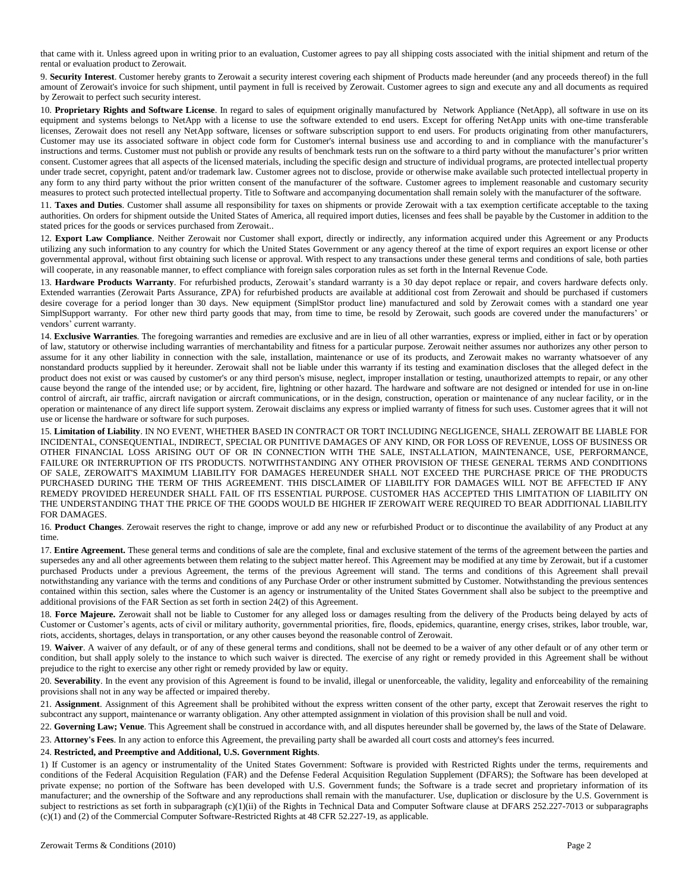that came with it. Unless agreed upon in writing prior to an evaluation, Customer agrees to pay all shipping costs associated with the initial shipment and return of the rental or evaluation product to Zerowait.

9. **Security Interest**. Customer hereby grants to Zerowait a security interest covering each shipment of Products made hereunder (and any proceeds thereof) in the full amount of Zerowait's invoice for such shipment, until payment in full is received by Zerowait. Customer agrees to sign and execute any and all documents as required by Zerowait to perfect such security interest.

10. **Proprietary Rights and Software License**. In regard to sales of equipment originally manufactured by Network Appliance (NetApp), all software in use on its equipment and systems belongs to NetApp with a license to use the software extended to end users. Except for offering NetApp units with one-time transferable licenses, Zerowait does not resell any NetApp software, licenses or software subscription support to end users. For products originating from other manufacturers, Customer may use its associated software in object code form for Customer's internal business use and according to and in compliance with the manufacturer's instructions and terms. Customer must not publish or provide any results of benchmark tests run on the software to a third party without the manufacturer's prior written consent. Customer agrees that all aspects of the licensed materials, including the specific design and structure of individual programs, are protected intellectual property under trade secret, copyright, patent and/or trademark law. Customer agrees not to disclose, provide or otherwise make available such protected intellectual property in any form to any third party without the prior written consent of the manufacturer of the software. Customer agrees to implement reasonable and customary security measures to protect such protected intellectual property. Title to Software and accompanying documentation shall remain solely with the manufacturer of the software.

11. **Taxes and Duties**. Customer shall assume all responsibility for taxes on shipments or provide Zerowait with a tax exemption certificate acceptable to the taxing authorities. On orders for shipment outside the United States of America, all required import duties, licenses and fees shall be payable by the Customer in addition to the stated prices for the goods or services purchased from Zerowait..

12. **Export Law Compliance**. Neither Zerowait nor Customer shall export, directly or indirectly, any information acquired under this Agreement or any Products utilizing any such information to any country for which the United States Government or any agency thereof at the time of export requires an export license or other governmental approval, without first obtaining such license or approval. With respect to any transactions under these general terms and conditions of sale, both parties will cooperate, in any reasonable manner, to effect compliance with foreign sales corporation rules as set forth in the Internal Revenue Code.

13. **Hardware Products Warranty**. For refurbished products, Zerowait's standard warranty is a 30 day depot replace or repair, and covers hardware defects only. Extended warranties (Zerowait Parts Assurance, ZPA) for refurbished products are available at additional cost from Zerowait and should be purchased if customers desire coverage for a period longer than 30 days. New equipment (SimplStor product line) manufactured and sold by Zerowait comes with a standard one year SimplSupport warranty. For other new third party goods that may, from time to time, be resold by Zerowait, such goods are covered under the manufacturers' or vendors' current warranty.

14. **Exclusive Warranties**. The foregoing warranties and remedies are exclusive and are in lieu of all other warranties, express or implied, either in fact or by operation of law, statutory or otherwise including warranties of merchantability and fitness for a particular purpose. Zerowait neither assumes nor authorizes any other person to assume for it any other liability in connection with the sale, installation, maintenance or use of its products, and Zerowait makes no warranty whatsoever of any nonstandard products supplied by it hereunder. Zerowait shall not be liable under this warranty if its testing and examination discloses that the alleged defect in the product does not exist or was caused by customer's or any third person's misuse, neglect, improper installation or testing, unauthorized attempts to repair, or any other cause beyond the range of the intended use; or by accident, fire, lightning or other hazard. The hardware and software are not designed or intended for use in on-line control of aircraft, air traffic, aircraft navigation or aircraft communications, or in the design, construction, operation or maintenance of any nuclear facility, or in the operation or maintenance of any direct life support system. Zerowait disclaims any express or implied warranty of fitness for such uses. Customer agrees that it will not use or license the hardware or software for such purposes.

15. **Limitation of Liability**. IN NO EVENT, WHETHER BASED IN CONTRACT OR TORT INCLUDING NEGLIGENCE, SHALL ZEROWAIT BE LIABLE FOR INCIDENTAL, CONSEQUENTIAL, INDIRECT, SPECIAL OR PUNITIVE DAMAGES OF ANY KIND, OR FOR LOSS OF REVENUE, LOSS OF BUSINESS OR OTHER FINANCIAL LOSS ARISING OUT OF OR IN CONNECTION WITH THE SALE, INSTALLATION, MAINTENANCE, USE, PERFORMANCE, FAILURE OR INTERRUPTION OF ITS PRODUCTS. NOTWITHSTANDING ANY OTHER PROVISION OF THESE GENERAL TERMS AND CONDITIONS OF SALE, ZEROWAIT'S MAXIMUM LIABILITY FOR DAMAGES HEREUNDER SHALL NOT EXCEED THE PURCHASE PRICE OF THE PRODUCTS PURCHASED DURING THE TERM OF THIS AGREEMENT. THIS DISCLAIMER OF LIABILITY FOR DAMAGES WILL NOT BE AFFECTED IF ANY REMEDY PROVIDED HEREUNDER SHALL FAIL OF ITS ESSENTIAL PURPOSE. CUSTOMER HAS ACCEPTED THIS LIMITATION OF LIABILITY ON THE UNDERSTANDING THAT THE PRICE OF THE GOODS WOULD BE HIGHER IF ZEROWAIT WERE REQUIRED TO BEAR ADDITIONAL LIABILITY FOR DAMAGES.

16. **Product Changes**. Zerowait reserves the right to change, improve or add any new or refurbished Product or to discontinue the availability of any Product at any time.

17. **Entire Agreement.** These general terms and conditions of sale are the complete, final and exclusive statement of the terms of the agreement between the parties and supersedes any and all other agreements between them relating to the subject matter hereof. This Agreement may be modified at any time by Zerowait, but if a customer purchased Products under a previous Agreement, the terms of the previous Agreement will stand. The terms and conditions of this Agreement shall prevail notwithstanding any variance with the terms and conditions of any Purchase Order or other instrument submitted by Customer. Notwithstanding the previous sentences contained within this section, sales where the Customer is an agency or instrumentality of the United States Government shall also be subject to the preemptive and additional provisions of the FAR Section as set forth in section 24(2) of this Agreement.

18. **Force Majeure.** Zerowait shall not be liable to Customer for any alleged loss or damages resulting from the delivery of the Products being delayed by acts of Customer or Customer's agents, acts of civil or military authority, governmental priorities, fire, floods, epidemics, quarantine, energy crises, strikes, labor trouble, war, riots, accidents, shortages, delays in transportation, or any other causes beyond the reasonable control of Zerowait.

19. **Waiver**. A waiver of any default, or of any of these general terms and conditions, shall not be deemed to be a waiver of any other default or of any other term or condition, but shall apply solely to the instance to which such waiver is directed. The exercise of any right or remedy provided in this Agreement shall be without prejudice to the right to exercise any other right or remedy provided by law or equity.

20. **Severability**. In the event any provision of this Agreement is found to be invalid, illegal or unenforceable, the validity, legality and enforceability of the remaining provisions shall not in any way be affected or impaired thereby.

21. **Assignment**. Assignment of this Agreement shall be prohibited without the express written consent of the other party, except that Zerowait reserves the right to subcontract any support, maintenance or warranty obligation. Any other attempted assignment in violation of this provision shall be null and void.

22. **Governing Law; Venue**. This Agreement shall be construed in accordance with, and all disputes hereunder shall be governed by, the laws of the State of Delaware.

23. **Attorney's Fees**. In any action to enforce this Agreement, the prevailing party shall be awarded all court costs and attorney's fees incurred.

24. **Restricted, and Preemptive and Additional, U.S. Government Rights**.

1) If Customer is an agency or instrumentality of the United States Government: Software is provided with Restricted Rights under the terms, requirements and conditions of the Federal Acquisition Regulation (FAR) and the Defense Federal Acquisition Regulation Supplement (DFARS); the Software has been developed at private expense; no portion of the Software has been developed with U.S. Government funds; the Software is a trade secret and proprietary information of its manufacturer; and the ownership of the Software and any reproductions shall remain with the manufacturer. Use, duplication or disclosure by the U.S. Government is subject to restrictions as set forth in subparagraph (c)(1)(ii) of the Rights in Technical Data and Computer Software clause at DFARS 252.227-7013 or subparagraphs (c)(1) and (2) of the Commercial Computer Software-Restricted Rights at 48 CFR 52.227-19, as applicable.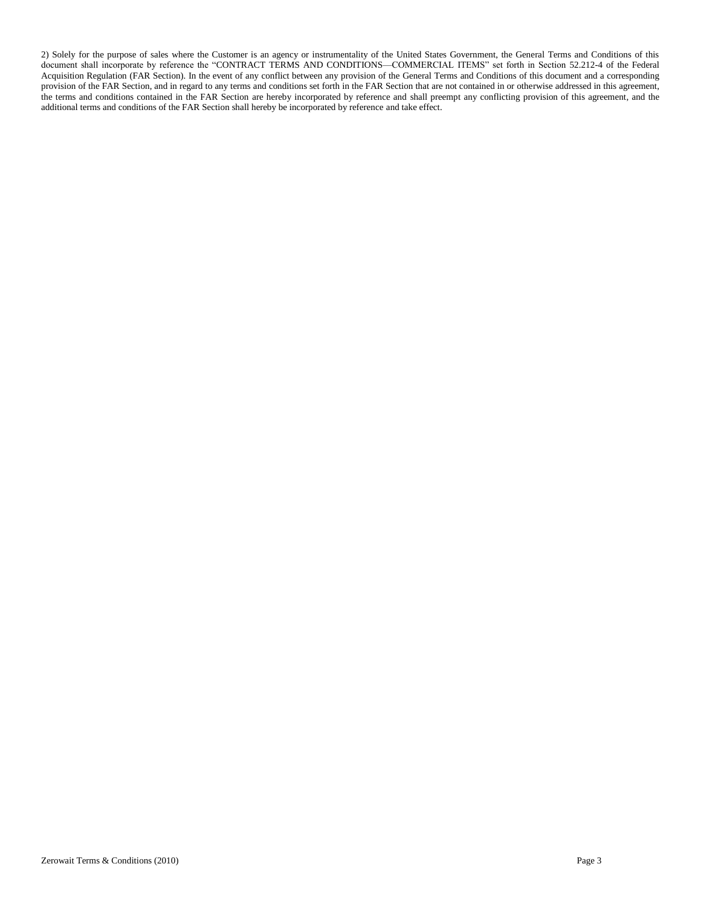2) Solely for the purpose of sales where the Customer is an agency or instrumentality of the United States Government, the General Terms and Conditions of this document shall incorporate by reference the "CONTRACT TERMS AND CONDITIONS—COMMERCIAL ITEMS" set forth in Section 52.212-4 of the Federal Acquisition Regulation (FAR Section). In the event of any conflict between any provision of the General Terms and Conditions of this document and a corresponding provision of the FAR Section, and in regard to any terms and conditions set forth in the FAR Section that are not contained in or otherwise addressed in this agreement, the terms and conditions contained in the FAR Section are hereby incorporated by reference and shall preempt any conflicting provision of this agreement, and the additional terms and conditions of the FAR Section shall hereby be incorporated by reference and take effect.